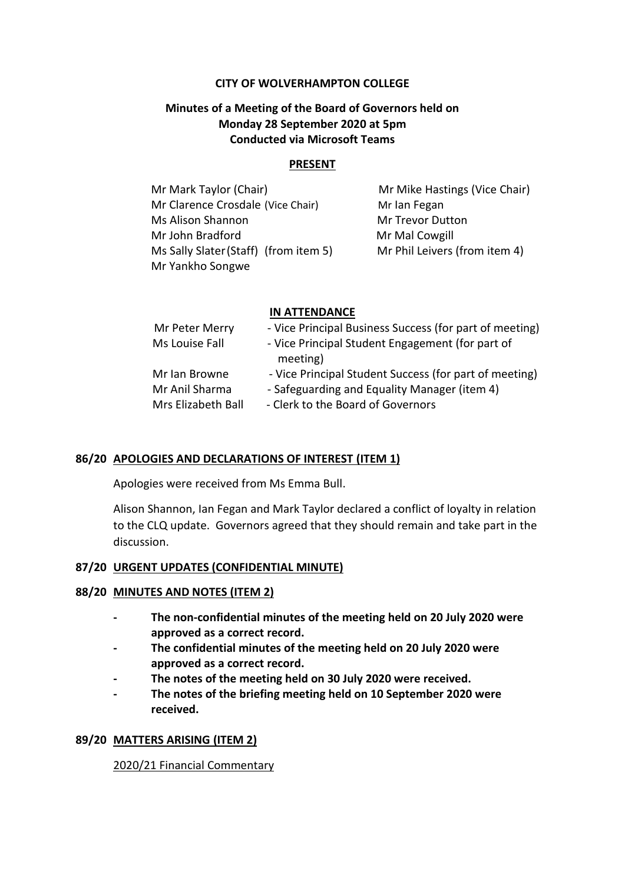**CITY OF WOLVERHAMPTON COLLEGE**

**Minutes of a Meeting of the Board of Governors held on Monday 28 September 2020 at 5pm Conducted via Microsoft Teams**

**PRESENT**

| | |
|---|---|
| Mr Mark Taylor (Chair) | Mr Mike Hastings (Vice Chair) |
| Mr Clarence Crosdale (Vice Chair) | Mr Ian Fegan |
| Ms Alison Shannon | Mr Trevor Dutton |
| Mr John Bradford | Mr Mal Cowgill |
| Ms Sally Slater (Staff) (from item 5) | Mr Phil Leivers (from item 4) |
| Mr Yankho Songwe | |

**IN ATTENDANCE**

| | |
|---|---|
| Mr Peter Merry | - Vice Principal Business Success (for part of meeting) |
| Ms Louise Fall | - Vice Principal Student Engagement (for part of meeting) |
| Mr Ian Browne | - Vice Principal Student Success (for part of meeting) |
| Mr Anil Sharma | - Safeguarding and Equality Manager (item 4) |
| Mrs Elizabeth Ball | - Clerk to the Board of Governors |

## 86/20 APOLOGIES AND DECLARATIONS OF INTEREST (ITEM 1)

Apologies were received from Ms Emma Bull.

Alison Shannon, Ian Fegan and Mark Taylor declared a conflict of loyalty in relation to the CLQ update. Governors agreed that they should remain and take part in the discussion.

## 87/20 URGENT UPDATES (CONFIDENTIAL MINUTE)

## 88/20 MINUTES AND NOTES (ITEM 2)

- **The non-confidential minutes of the meeting held on 20 July 2020 were approved as a correct record.**
- **The confidential minutes of the meeting held on 20 July 2020 were approved as a correct record.**
- **The notes of the meeting held on 30 July 2020 were received.**
- **The notes of the briefing meeting held on 10 September 2020 were received.**

## 89/20 MATTERS ARISING (ITEM 2)

2020/21 Financial Commentary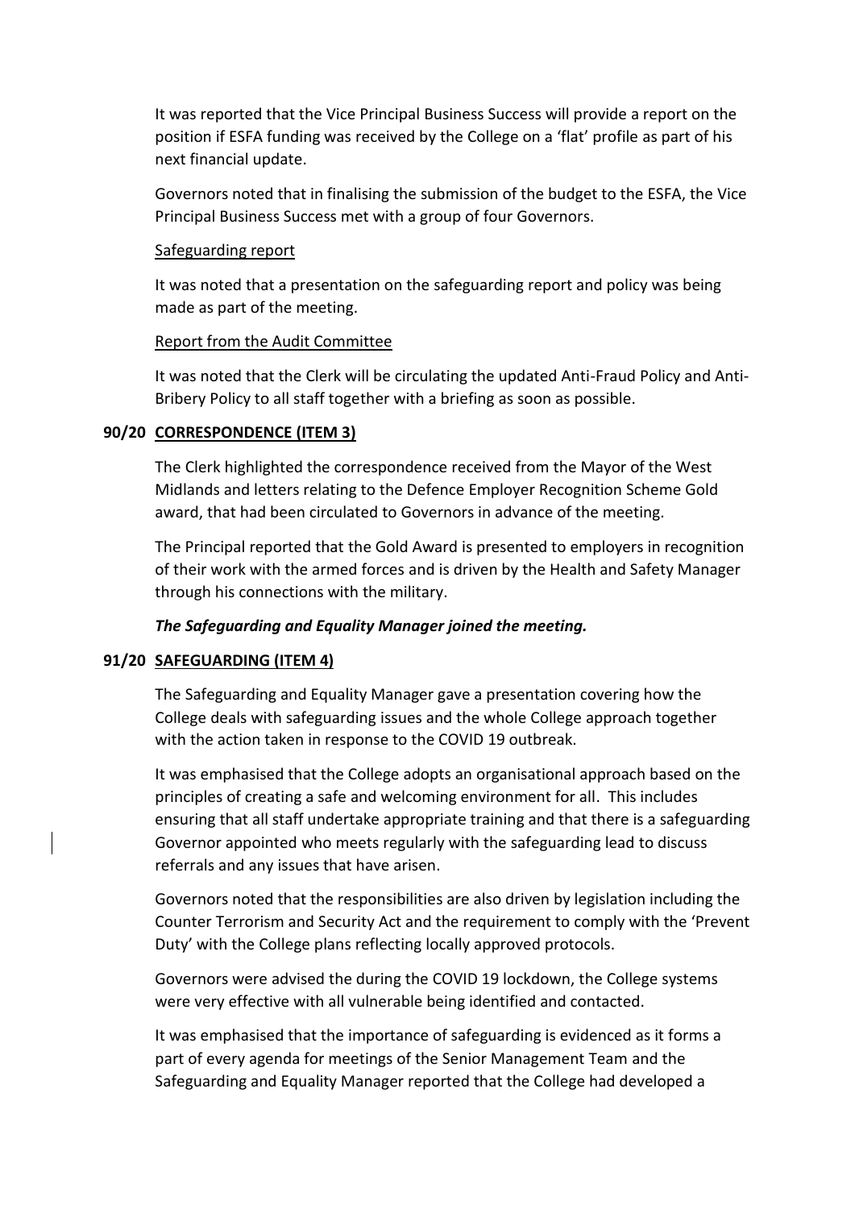It was reported that the Vice Principal Business Success will provide a report on the position if ESFA funding was received by the College on a 'flat' profile as part of his next financial update.

Governors noted that in finalising the submission of the budget to the ESFA, the Vice Principal Business Success met with a group of four Governors.

Safeguarding report

It was noted that a presentation on the safeguarding report and policy was being made as part of the meeting.

Report from the Audit Committee

It was noted that the Clerk will be circulating the updated Anti-Fraud Policy and Anti-Bribery Policy to all staff together with a briefing as soon as possible.

**90/20 CORRESPONDENCE (ITEM 3)**

The Clerk highlighted the correspondence received from the Mayor of the West Midlands and letters relating to the Defence Employer Recognition Scheme Gold award, that had been circulated to Governors in advance of the meeting.

The Principal reported that the Gold Award is presented to employers in recognition of their work with the armed forces and is driven by the Health and Safety Manager through his connections with the military.

***The Safeguarding and Equality Manager joined the meeting.***

**91/20 SAFEGUARDING (ITEM 4)**

The Safeguarding and Equality Manager gave a presentation covering how the College deals with safeguarding issues and the whole College approach together with the action taken in response to the COVID 19 outbreak.

It was emphasised that the College adopts an organisational approach based on the principles of creating a safe and welcoming environment for all. This includes ensuring that all staff undertake appropriate training and that there is a safeguarding Governor appointed who meets regularly with the safeguarding lead to discuss referrals and any issues that have arisen.

Governors noted that the responsibilities are also driven by legislation including the Counter Terrorism and Security Act and the requirement to comply with the 'Prevent Duty' with the College plans reflecting locally approved protocols.

Governors were advised the during the COVID 19 lockdown, the College systems were very effective with all vulnerable being identified and contacted.

It was emphasised that the importance of safeguarding is evidenced as it forms a part of every agenda for meetings of the Senior Management Team and the Safeguarding and Equality Manager reported that the College had developed a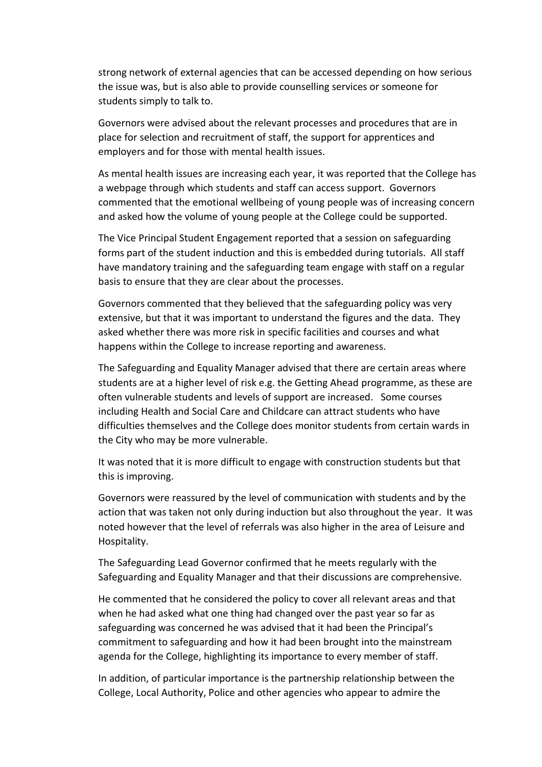strong network of external agencies that can be accessed depending on how serious the issue was, but is also able to provide counselling services or someone for students simply to talk to.

Governors were advised about the relevant processes and procedures that are in place for selection and recruitment of staff, the support for apprentices and employers and for those with mental health issues.

As mental health issues are increasing each year, it was reported that the College has a webpage through which students and staff can access support. Governors commented that the emotional wellbeing of young people was of increasing concern and asked how the volume of young people at the College could be supported.

The Vice Principal Student Engagement reported that a session on safeguarding forms part of the student induction and this is embedded during tutorials. All staff have mandatory training and the safeguarding team engage with staff on a regular basis to ensure that they are clear about the processes.

Governors commented that they believed that the safeguarding policy was very extensive, but that it was important to understand the figures and the data. They asked whether there was more risk in specific facilities and courses and what happens within the College to increase reporting and awareness.

The Safeguarding and Equality Manager advised that there are certain areas where students are at a higher level of risk e.g. the Getting Ahead programme, as these are often vulnerable students and levels of support are increased. Some courses including Health and Social Care and Childcare can attract students who have difficulties themselves and the College does monitor students from certain wards in the City who may be more vulnerable.

It was noted that it is more difficult to engage with construction students but that this is improving.

Governors were reassured by the level of communication with students and by the action that was taken not only during induction but also throughout the year. It was noted however that the level of referrals was also higher in the area of Leisure and Hospitality.

The Safeguarding Lead Governor confirmed that he meets regularly with the Safeguarding and Equality Manager and that their discussions are comprehensive.

He commented that he considered the policy to cover all relevant areas and that when he had asked what one thing had changed over the past year so far as safeguarding was concerned he was advised that it had been the Principal's commitment to safeguarding and how it had been brought into the mainstream agenda for the College, highlighting its importance to every member of staff.

In addition, of particular importance is the partnership relationship between the College, Local Authority, Police and other agencies who appear to admire the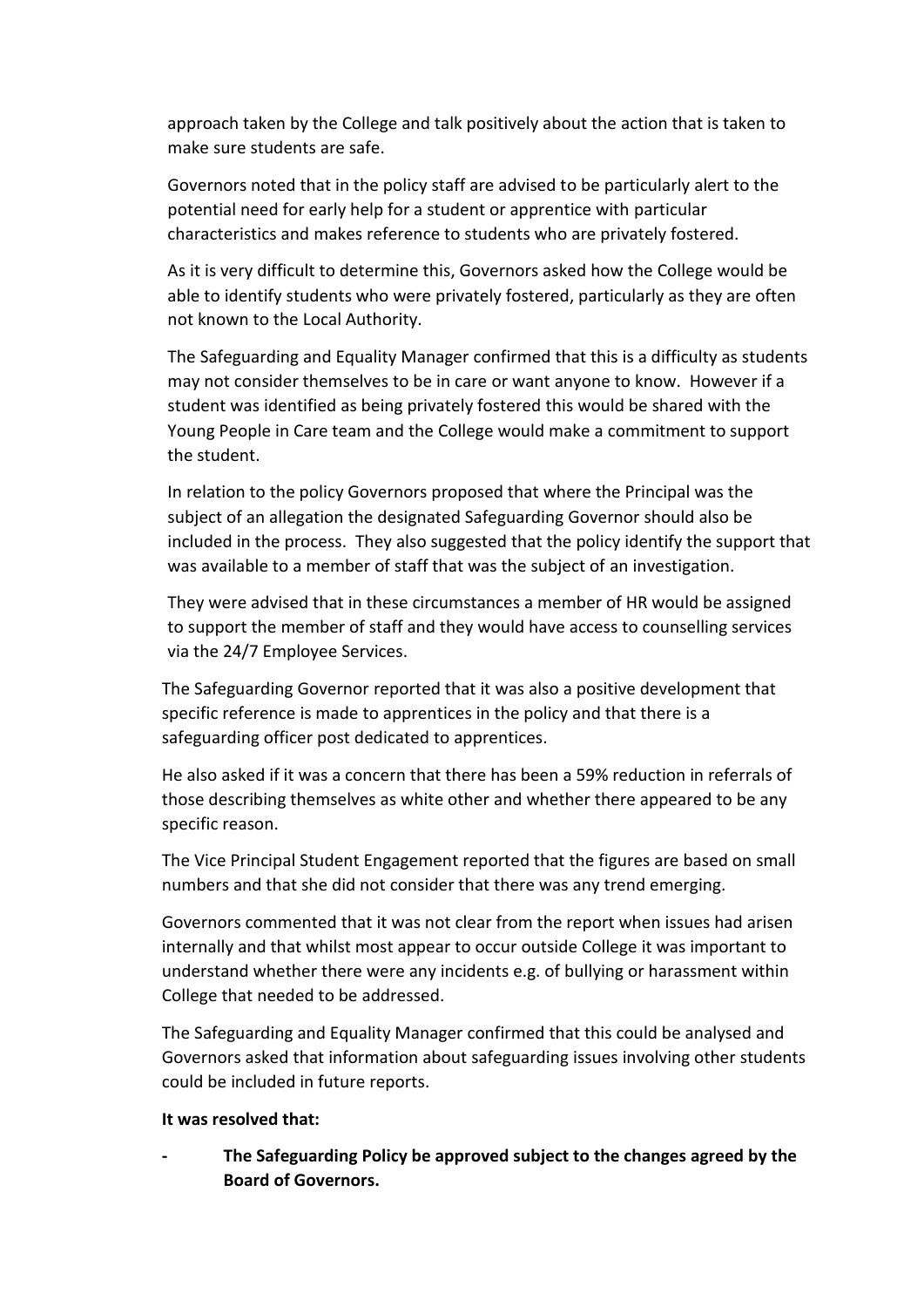approach taken by the College and talk positively about the action that is taken to make sure students are safe.

Governors noted that in the policy staff are advised to be particularly alert to the potential need for early help for a student or apprentice with particular characteristics and makes reference to students who are privately fostered.

As it is very difficult to determine this, Governors asked how the College would be able to identify students who were privately fostered, particularly as they are often not known to the Local Authority.

The Safeguarding and Equality Manager confirmed that this is a difficulty as students may not consider themselves to be in care or want anyone to know. However if a student was identified as being privately fostered this would be shared with the Young People in Care team and the College would make a commitment to support the student.

In relation to the policy Governors proposed that where the Principal was the subject of an allegation the designated Safeguarding Governor should also be included in the process. They also suggested that the policy identify the support that was available to a member of staff that was the subject of an investigation.

They were advised that in these circumstances a member of HR would be assigned to support the member of staff and they would have access to counselling services via the 24/7 Employee Services.

The Safeguarding Governor reported that it was also a positive development that specific reference is made to apprentices in the policy and that there is a safeguarding officer post dedicated to apprentices.

He also asked if it was a concern that there has been a 59% reduction in referrals of those describing themselves as white other and whether there appeared to be any specific reason.

The Vice Principal Student Engagement reported that the figures are based on small numbers and that she did not consider that there was any trend emerging.

Governors commented that it was not clear from the report when issues had arisen internally and that whilst most appear to occur outside College it was important to understand whether there were any incidents e.g. of bullying or harassment within College that needed to be addressed.

The Safeguarding and Equality Manager confirmed that this could be analysed and Governors asked that information about safeguarding issues involving other students could be included in future reports.

**It was resolved that:**

- **The Safeguarding Policy be approved subject to the changes agreed by the Board of Governors.**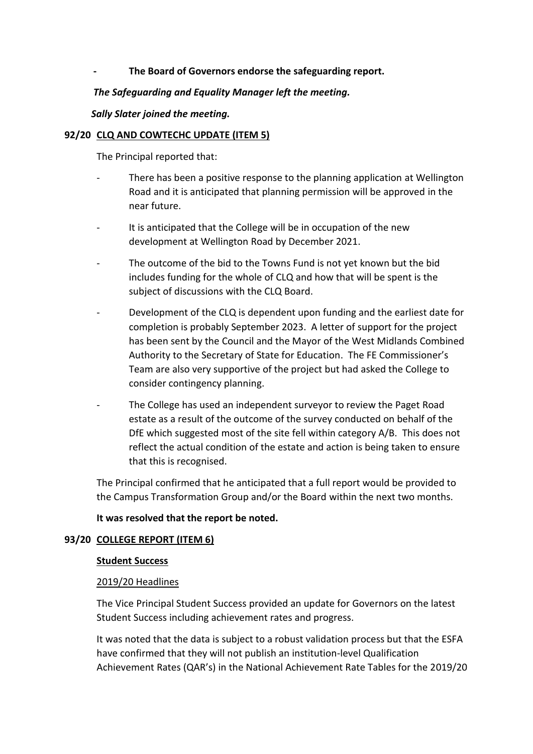- **The Board of Governors endorse the safeguarding report.**

***The Safeguarding and Equality Manager left the meeting.***

***Sally Slater joined the meeting.***

**92/20 CLQ AND COWTECHC UPDATE (ITEM 5)**

The Principal reported that:

- There has been a positive response to the planning application at Wellington Road and it is anticipated that planning permission will be approved in the near future.
- It is anticipated that the College will be in occupation of the new development at Wellington Road by December 2021.
- The outcome of the bid to the Towns Fund is not yet known but the bid includes funding for the whole of CLQ and how that will be spent is the subject of discussions with the CLQ Board.
- Development of the CLQ is dependent upon funding and the earliest date for completion is probably September 2023. A letter of support for the project has been sent by the Council and the Mayor of the West Midlands Combined Authority to the Secretary of State for Education. The FE Commissioner's Team are also very supportive of the project but had asked the College to consider contingency planning.
- The College has used an independent surveyor to review the Paget Road estate as a result of the outcome of the survey conducted on behalf of the DfE which suggested most of the site fell within category A/B. This does not reflect the actual condition of the estate and action is being taken to ensure that this is recognised.

The Principal confirmed that he anticipated that a full report would be provided to the Campus Transformation Group and/or the Board within the next two months.

**It was resolved that the report be noted.**

**93/20 COLLEGE REPORT (ITEM 6)**

**Student Success**

2019/20 Headlines

The Vice Principal Student Success provided an update for Governors on the latest Student Success including achievement rates and progress.

It was noted that the data is subject to a robust validation process but that the ESFA have confirmed that they will not publish an institution-level Qualification Achievement Rates (QAR's) in the National Achievement Rate Tables for the 2019/20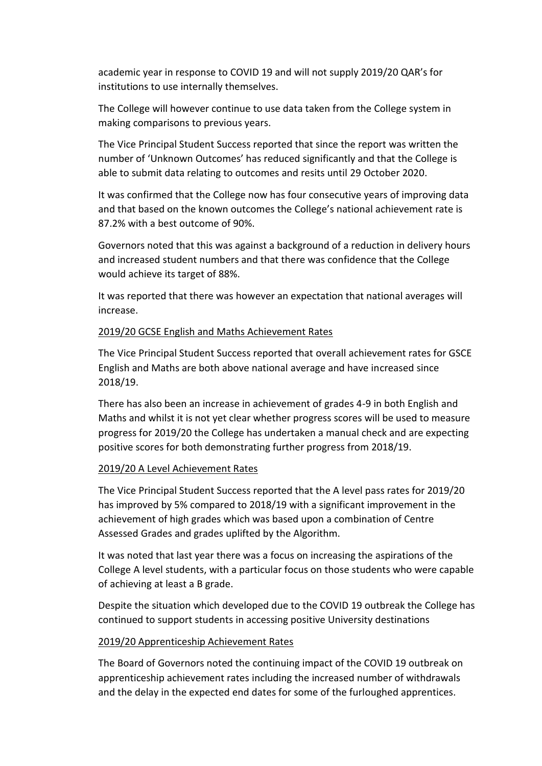academic year in response to COVID 19 and will not supply 2019/20 QAR's for institutions to use internally themselves.

The College will however continue to use data taken from the College system in making comparisons to previous years.

The Vice Principal Student Success reported that since the report was written the number of 'Unknown Outcomes' has reduced significantly and that the College is able to submit data relating to outcomes and resits until 29 October 2020.

It was confirmed that the College now has four consecutive years of improving data and that based on the known outcomes the College's national achievement rate is 87.2% with a best outcome of 90%.

Governors noted that this was against a background of a reduction in delivery hours and increased student numbers and that there was confidence that the College would achieve its target of 88%.

It was reported that there was however an expectation that national averages will increase.

<u>2019/20 GCSE English and Maths Achievement Rates</u>

The Vice Principal Student Success reported that overall achievement rates for GSCE English and Maths are both above national average and have increased since 2018/19.

There has also been an increase in achievement of grades 4-9 in both English and Maths and whilst it is not yet clear whether progress scores will be used to measure progress for 2019/20 the College has undertaken a manual check and are expecting positive scores for both demonstrating further progress from 2018/19.

<u>2019/20 A Level Achievement Rates</u>

The Vice Principal Student Success reported that the A level pass rates for 2019/20 has improved by 5% compared to 2018/19 with a significant improvement in the achievement of high grades which was based upon a combination of Centre Assessed Grades and grades uplifted by the Algorithm.

It was noted that last year there was a focus on increasing the aspirations of the College A level students, with a particular focus on those students who were capable of achieving at least a B grade.

Despite the situation which developed due to the COVID 19 outbreak the College has continued to support students in accessing positive University destinations

<u>2019/20 Apprenticeship Achievement Rates</u>

The Board of Governors noted the continuing impact of the COVID 19 outbreak on apprenticeship achievement rates including the increased number of withdrawals and the delay in the expected end dates for some of the furloughed apprentices.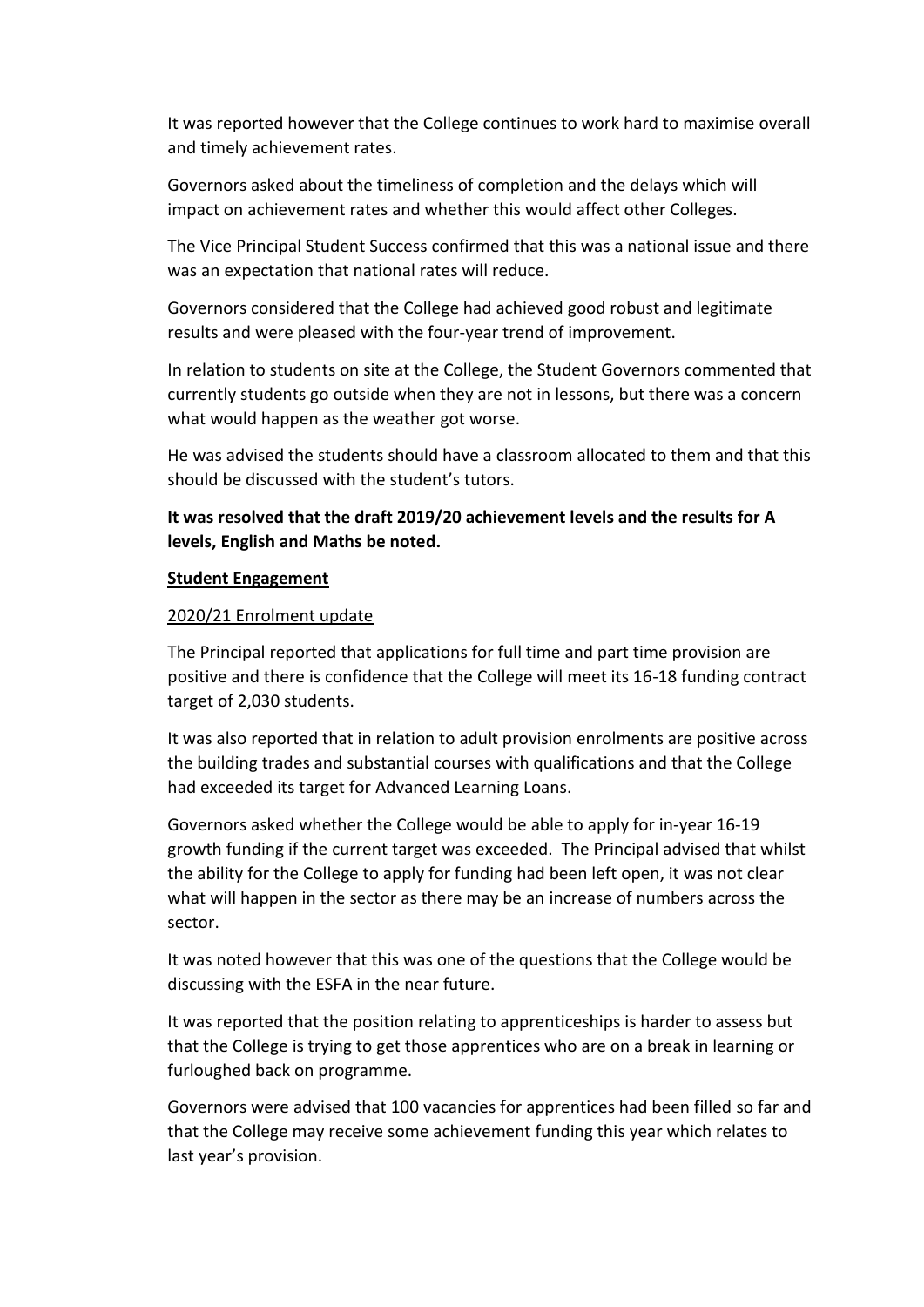It was reported however that the College continues to work hard to maximise overall and timely achievement rates.

Governors asked about the timeliness of completion and the delays which will impact on achievement rates and whether this would affect other Colleges.

The Vice Principal Student Success confirmed that this was a national issue and there was an expectation that national rates will reduce.

Governors considered that the College had achieved good robust and legitimate results and were pleased with the four-year trend of improvement.

In relation to students on site at the College, the Student Governors commented that currently students go outside when they are not in lessons, but there was a concern what would happen as the weather got worse.

He was advised the students should have a classroom allocated to them and that this should be discussed with the student's tutors.

**It was resolved that the draft 2019/20 achievement levels and the results for A levels, English and Maths be noted.**

**Student Engagement**

2020/21 Enrolment update

The Principal reported that applications for full time and part time provision are positive and there is confidence that the College will meet its 16-18 funding contract target of 2,030 students.

It was also reported that in relation to adult provision enrolments are positive across the building trades and substantial courses with qualifications and that the College had exceeded its target for Advanced Learning Loans.

Governors asked whether the College would be able to apply for in-year 16-19 growth funding if the current target was exceeded. The Principal advised that whilst the ability for the College to apply for funding had been left open, it was not clear what will happen in the sector as there may be an increase of numbers across the sector.

It was noted however that this was one of the questions that the College would be discussing with the ESFA in the near future.

It was reported that the position relating to apprenticeships is harder to assess but that the College is trying to get those apprentices who are on a break in learning or furloughed back on programme.

Governors were advised that 100 vacancies for apprentices had been filled so far and that the College may receive some achievement funding this year which relates to last year's provision.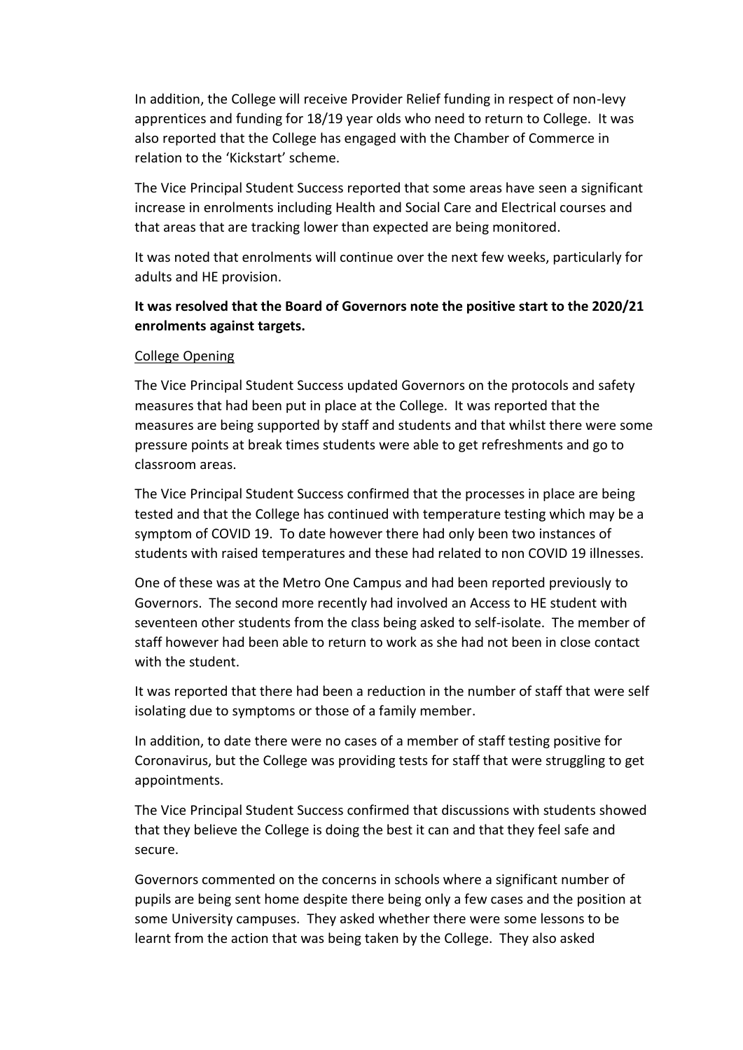In addition, the College will receive Provider Relief funding in respect of non-levy apprentices and funding for 18/19 year olds who need to return to College. It was also reported that the College has engaged with the Chamber of Commerce in relation to the 'Kickstart' scheme.

The Vice Principal Student Success reported that some areas have seen a significant increase in enrolments including Health and Social Care and Electrical courses and that areas that are tracking lower than expected are being monitored.

It was noted that enrolments will continue over the next few weeks, particularly for adults and HE provision.

**It was resolved that the Board of Governors note the positive start to the 2020/21 enrolments against targets.**

College Opening

The Vice Principal Student Success updated Governors on the protocols and safety measures that had been put in place at the College. It was reported that the measures are being supported by staff and students and that whilst there were some pressure points at break times students were able to get refreshments and go to classroom areas.

The Vice Principal Student Success confirmed that the processes in place are being tested and that the College has continued with temperature testing which may be a symptom of COVID 19. To date however there had only been two instances of students with raised temperatures and these had related to non COVID 19 illnesses.

One of these was at the Metro One Campus and had been reported previously to Governors. The second more recently had involved an Access to HE student with seventeen other students from the class being asked to self-isolate. The member of staff however had been able to return to work as she had not been in close contact with the student.

It was reported that there had been a reduction in the number of staff that were self isolating due to symptoms or those of a family member.

In addition, to date there were no cases of a member of staff testing positive for Coronavirus, but the College was providing tests for staff that were struggling to get appointments.

The Vice Principal Student Success confirmed that discussions with students showed that they believe the College is doing the best it can and that they feel safe and secure.

Governors commented on the concerns in schools where a significant number of pupils are being sent home despite there being only a few cases and the position at some University campuses. They asked whether there were some lessons to be learnt from the action that was being taken by the College. They also asked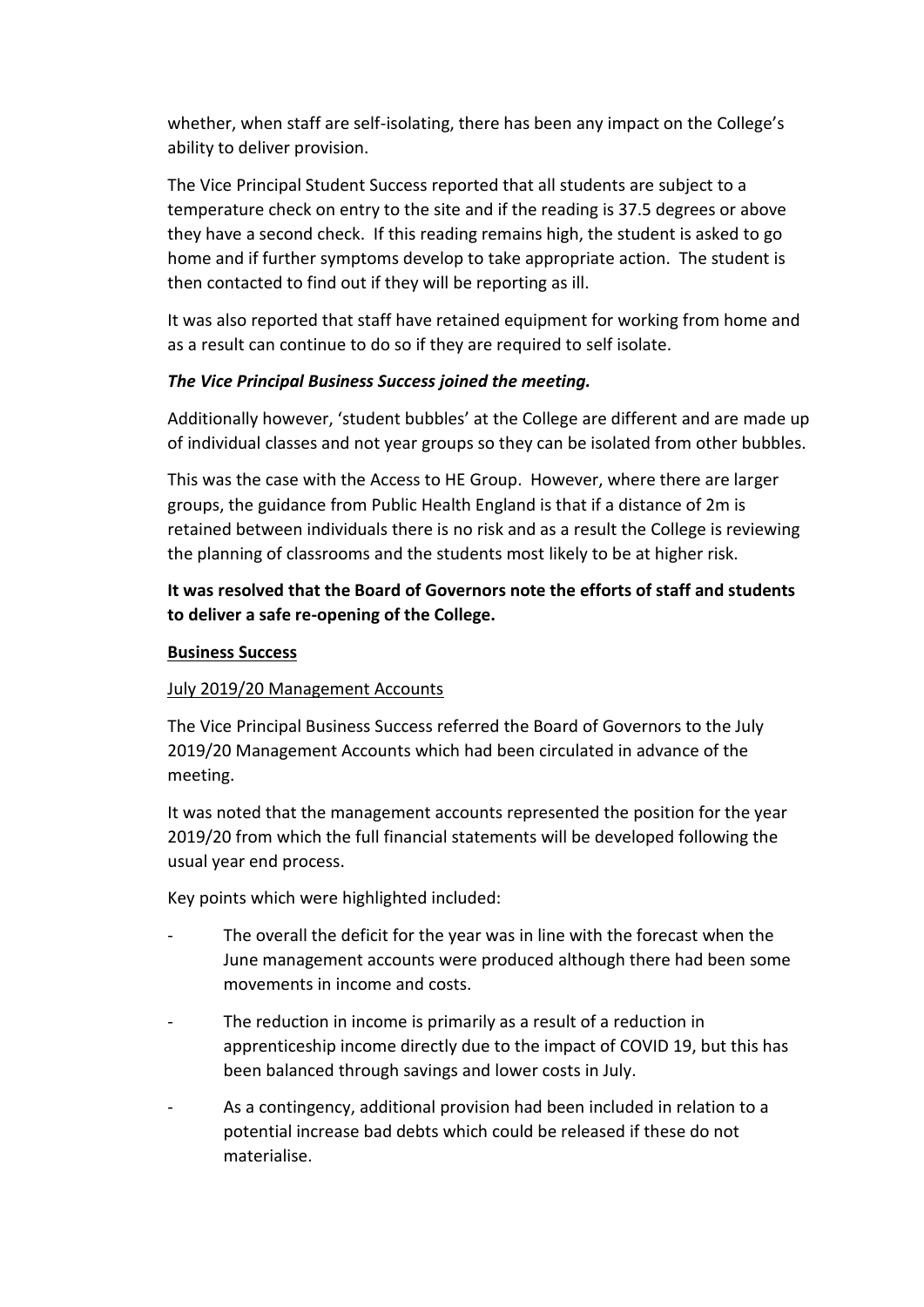whether, when staff are self-isolating, there has been any impact on the College's ability to deliver provision.

The Vice Principal Student Success reported that all students are subject to a temperature check on entry to the site and if the reading is 37.5 degrees or above they have a second check. If this reading remains high, the student is asked to go home and if further symptoms develop to take appropriate action. The student is then contacted to find out if they will be reporting as ill.

It was also reported that staff have retained equipment for working from home and as a result can continue to do so if they are required to self isolate.

***The Vice Principal Business Success joined the meeting.***

Additionally however, 'student bubbles' at the College are different and are made up of individual classes and not year groups so they can be isolated from other bubbles.

This was the case with the Access to HE Group. However, where there are larger groups, the guidance from Public Health England is that if a distance of 2m is retained between individuals there is no risk and as a result the College is reviewing the planning of classrooms and the students most likely to be at higher risk.

**It was resolved that the Board of Governors note the efforts of staff and students to deliver a safe re-opening of the College.**

**Business Success**

July 2019/20 Management Accounts

The Vice Principal Business Success referred the Board of Governors to the July 2019/20 Management Accounts which had been circulated in advance of the meeting.

It was noted that the management accounts represented the position for the year 2019/20 from which the full financial statements will be developed following the usual year end process.

Key points which were highlighted included:

- The overall the deficit for the year was in line with the forecast when the June management accounts were produced although there had been some movements in income and costs.
- The reduction in income is primarily as a result of a reduction in apprenticeship income directly due to the impact of COVID 19, but this has been balanced through savings and lower costs in July.
- As a contingency, additional provision had been included in relation to a potential increase bad debts which could be released if these do not materialise.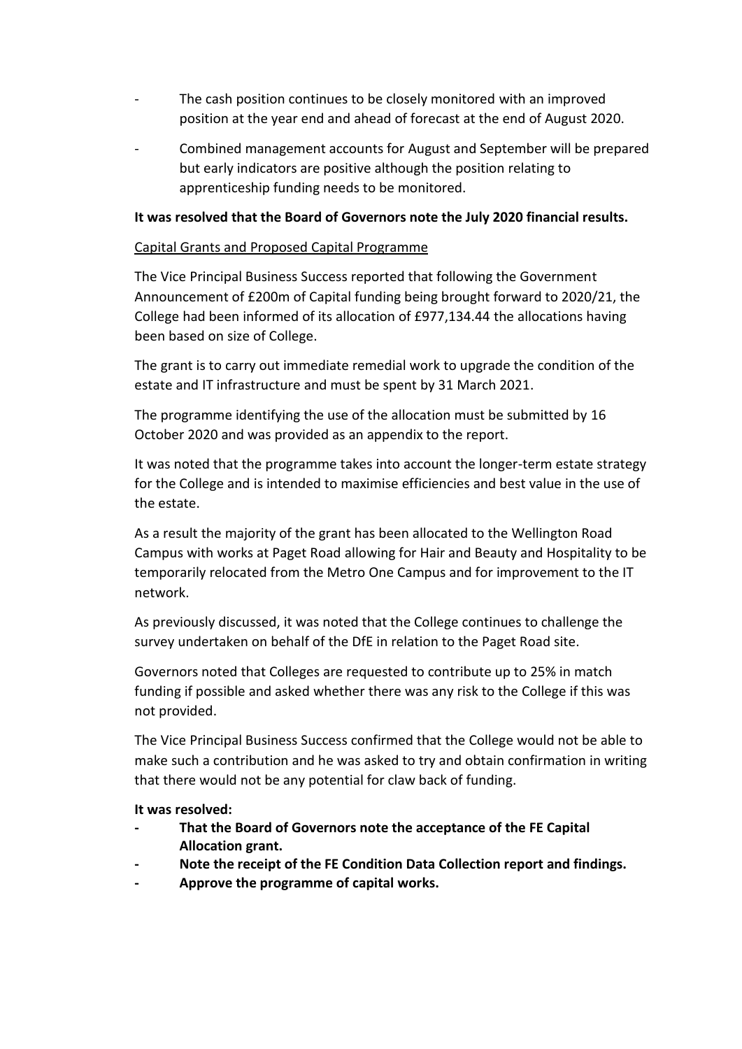- The cash position continues to be closely monitored with an improved position at the year end and ahead of forecast at the end of August 2020.
- Combined management accounts for August and September will be prepared but early indicators are positive although the position relating to apprenticeship funding needs to be monitored.

**It was resolved that the Board of Governors note the July 2020 financial results.**

<u>Capital Grants and Proposed Capital Programme</u>

The Vice Principal Business Success reported that following the Government Announcement of £200m of Capital funding being brought forward to 2020/21, the College had been informed of its allocation of £977,134.44 the allocations having been based on size of College.

The grant is to carry out immediate remedial work to upgrade the condition of the estate and IT infrastructure and must be spent by 31 March 2021.

The programme identifying the use of the allocation must be submitted by 16 October 2020 and was provided as an appendix to the report.

It was noted that the programme takes into account the longer-term estate strategy for the College and is intended to maximise efficiencies and best value in the use of the estate.

As a result the majority of the grant has been allocated to the Wellington Road Campus with works at Paget Road allowing for Hair and Beauty and Hospitality to be temporarily relocated from the Metro One Campus and for improvement to the IT network.

As previously discussed, it was noted that the College continues to challenge the survey undertaken on behalf of the DfE in relation to the Paget Road site.

Governors noted that Colleges are requested to contribute up to 25% in match funding if possible and asked whether there was any risk to the College if this was not provided.

The Vice Principal Business Success confirmed that the College would not be able to make such a contribution and he was asked to try and obtain confirmation in writing that there would not be any potential for claw back of funding.

**It was resolved:**

- **That the Board of Governors note the acceptance of the FE Capital Allocation grant.**
- **Note the receipt of the FE Condition Data Collection report and findings.**
- **Approve the programme of capital works.**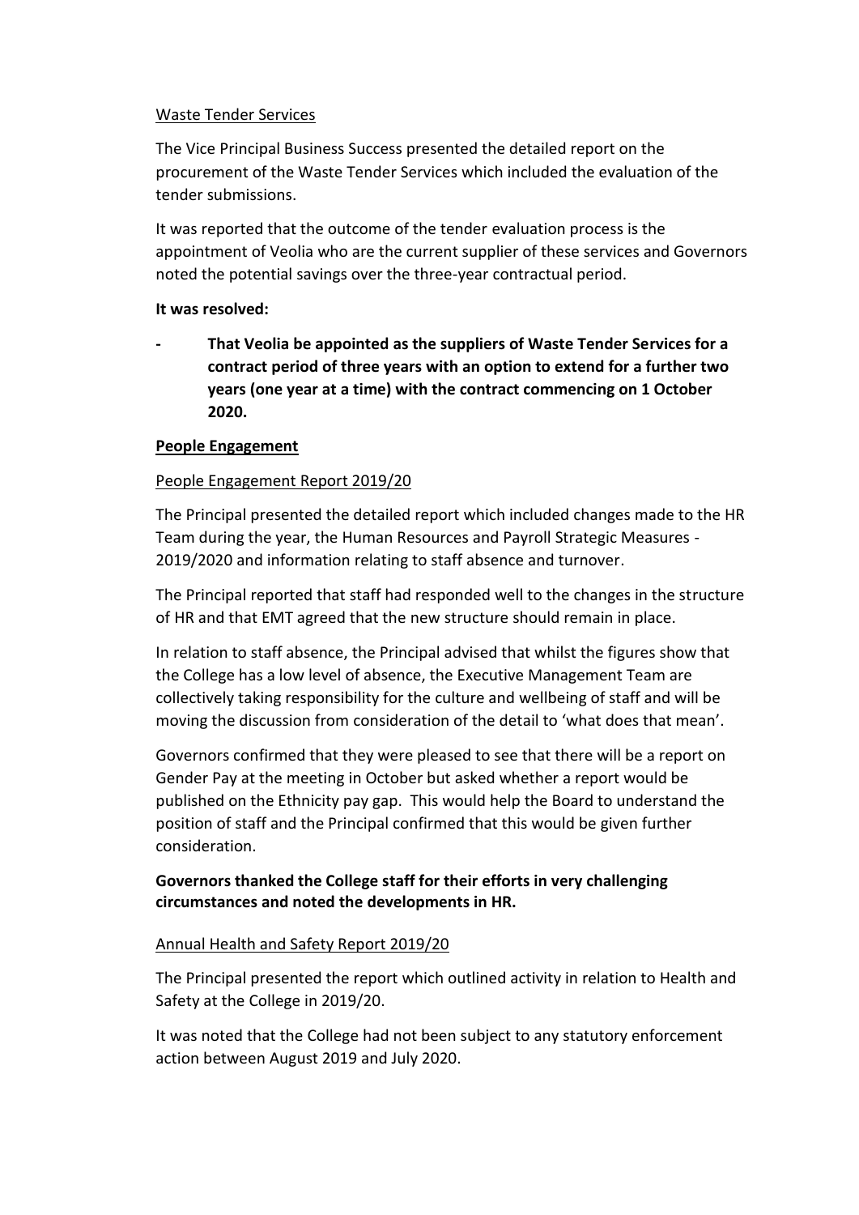Waste Tender Services

The Vice Principal Business Success presented the detailed report on the procurement of the Waste Tender Services which included the evaluation of the tender submissions.

It was reported that the outcome of the tender evaluation process is the appointment of Veolia who are the current supplier of these services and Governors noted the potential savings over the three-year contractual period.

**It was resolved:**

- **That Veolia be appointed as the suppliers of Waste Tender Services for a contract period of three years with an option to extend for a further two years (one year at a time) with the contract commencing on 1 October 2020.**

**People Engagement**

People Engagement Report 2019/20

The Principal presented the detailed report which included changes made to the HR Team during the year, the Human Resources and Payroll Strategic Measures - 2019/2020 and information relating to staff absence and turnover.

The Principal reported that staff had responded well to the changes in the structure of HR and that EMT agreed that the new structure should remain in place.

In relation to staff absence, the Principal advised that whilst the figures show that the College has a low level of absence, the Executive Management Team are collectively taking responsibility for the culture and wellbeing of staff and will be moving the discussion from consideration of the detail to 'what does that mean'.

Governors confirmed that they were pleased to see that there will be a report on Gender Pay at the meeting in October but asked whether a report would be published on the Ethnicity pay gap. This would help the Board to understand the position of staff and the Principal confirmed that this would be given further consideration.

**Governors thanked the College staff for their efforts in very challenging circumstances and noted the developments in HR.**

Annual Health and Safety Report 2019/20

The Principal presented the report which outlined activity in relation to Health and Safety at the College in 2019/20.

It was noted that the College had not been subject to any statutory enforcement action between August 2019 and July 2020.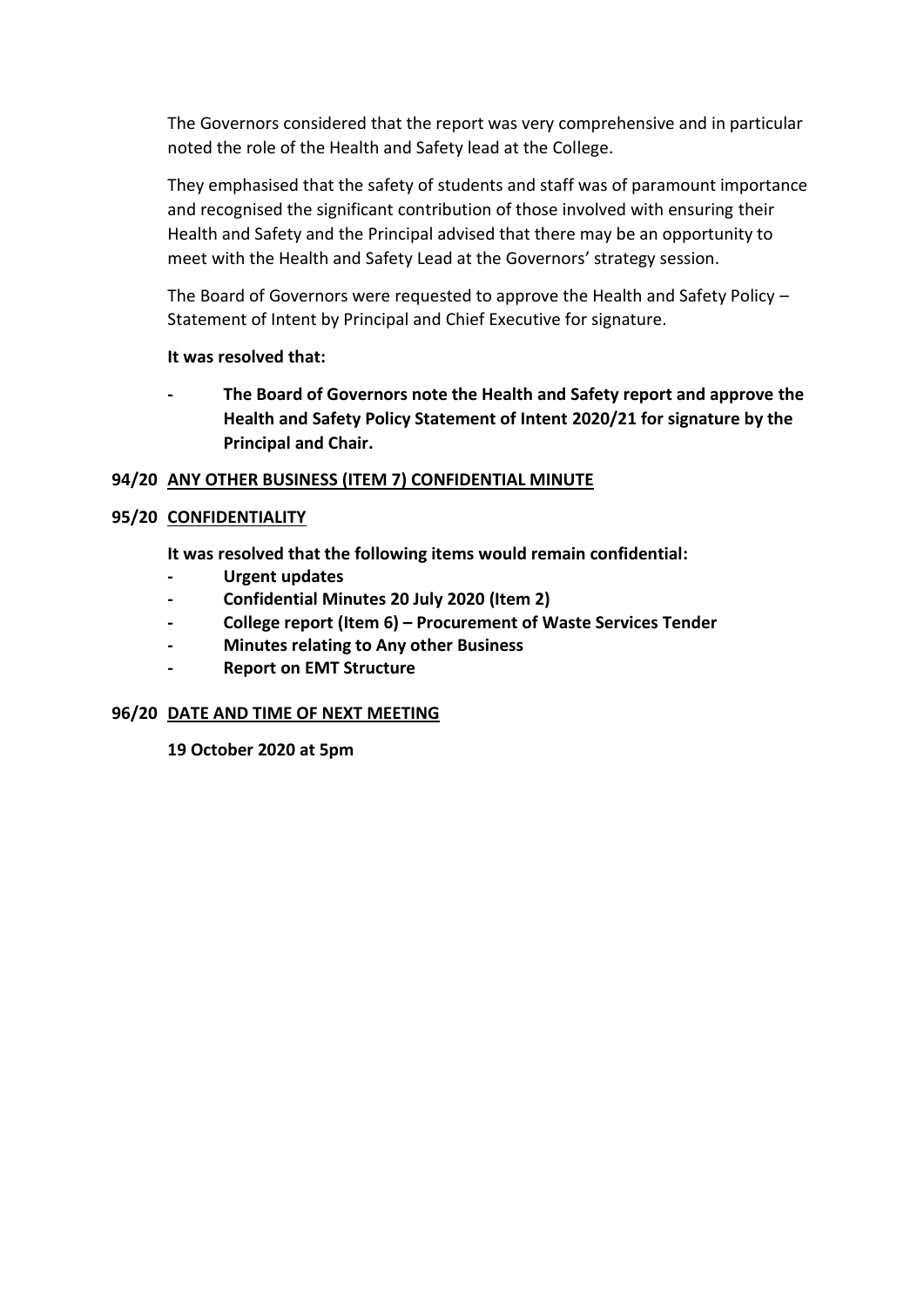The Governors considered that the report was very comprehensive and in particular noted the role of the Health and Safety lead at the College.

They emphasised that the safety of students and staff was of paramount importance and recognised the significant contribution of those involved with ensuring their Health and Safety and the Principal advised that there may be an opportunity to meet with the Health and Safety Lead at the Governors' strategy session.

The Board of Governors were requested to approve the Health and Safety Policy – Statement of Intent by Principal and Chief Executive for signature.

**It was resolved that:**

- **The Board of Governors note the Health and Safety report and approve the Health and Safety Policy Statement of Intent 2020/21 for signature by the Principal and Chair.**

**94/20 ANY OTHER BUSINESS (ITEM 7) CONFIDENTIAL MINUTE**

**95/20 CONFIDENTIALITY**

**It was resolved that the following items would remain confidential:**

- **Urgent updates**
- **Confidential Minutes 20 July 2020 (Item 2)**
- **College report (Item 6) – Procurement of Waste Services Tender**
- **Minutes relating to Any other Business**
- **Report on EMT Structure**

**96/20 DATE AND TIME OF NEXT MEETING**

**19 October 2020 at 5pm**